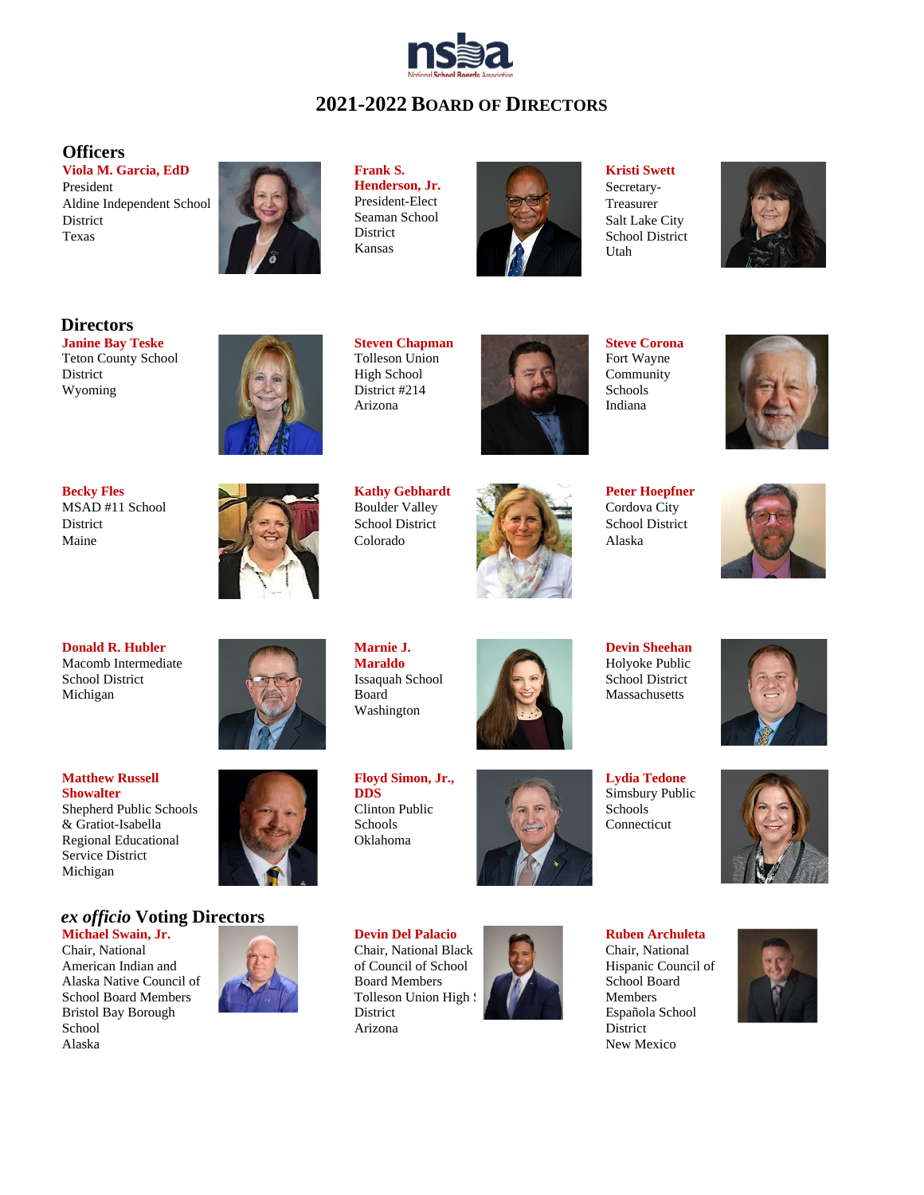# 2021-2022 Board of Directors

## Officers

**Viola M. Garcia, EdD**
President
Aldine Independent School District
Texas

**Frank S. Henderson, Jr.**
President-Elect
Seaman School District
Kansas

**Kristi Swett**
Secretary-Treasurer
Salt Lake City School District
Utah

## Directors

**Janine Bay Teske**
Teton County School District
Wyoming

**Steven Chapman**
Tolleson Union High School District #214
Arizona

**Steve Corona**
Fort Wayne Community Schools
Indiana

**Becky Fles**
MSAD #11 School District
Maine

**Kathy Gebhardt**
Boulder Valley School District
Colorado

**Peter Hoepfner**
Cordova City School District
Alaska

**Donald R. Hubler**
Macomb Intermediate School District
Michigan

**Marnie J. Maraldo**
Issaquah School Board
Washington

**Devin Sheehan**
Holyoke Public School District
Massachusetts

**Matthew Russell Showalter**
Shepherd Public Schools & Gratiot-Isabella Regional Educational Service District
Michigan

**Floyd Simon, Jr., DDS**
Clinton Public Schools
Oklahoma

**Lydia Tedone**
Simsbury Public Schools
Connecticut

## *ex officio* Voting Directors

**Michael Swain, Jr.**
Chair, National American Indian and Alaska Native Council of School Board Members
Bristol Bay Borough School
Alaska

**Devin Del Palacio**
Chair, National Black of Council of School Board Members
Tolleson Union High School District
Arizona

**Ruben Archuleta**
Chair, National Hispanic Council of School Board Members
Española School District
New Mexico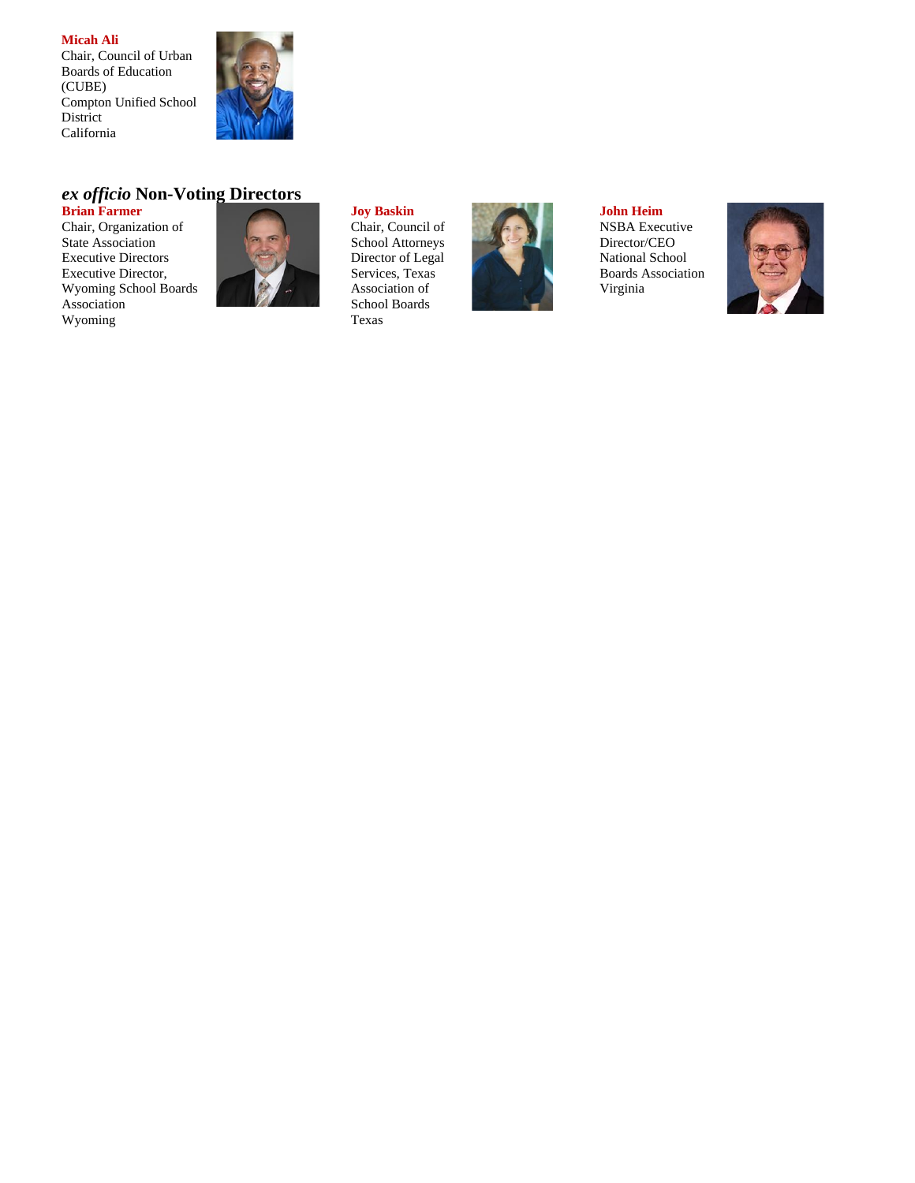**Micah Ali**
Chair, Council of Urban Boards of Education (CUBE)
Compton Unified School District
California

## *ex officio* Non-Voting Directors

**Brian Farmer**
Chair, Organization of State Association Executive Directors
Executive Director, Wyoming School Boards Association
Wyoming

**Joy Baskin**
Chair, Council of School Attorneys
Director of Legal Services, Texas Association of School Boards
Texas

**John Heim**
NSBA Executive Director/CEO
National School Boards Association
Virginia